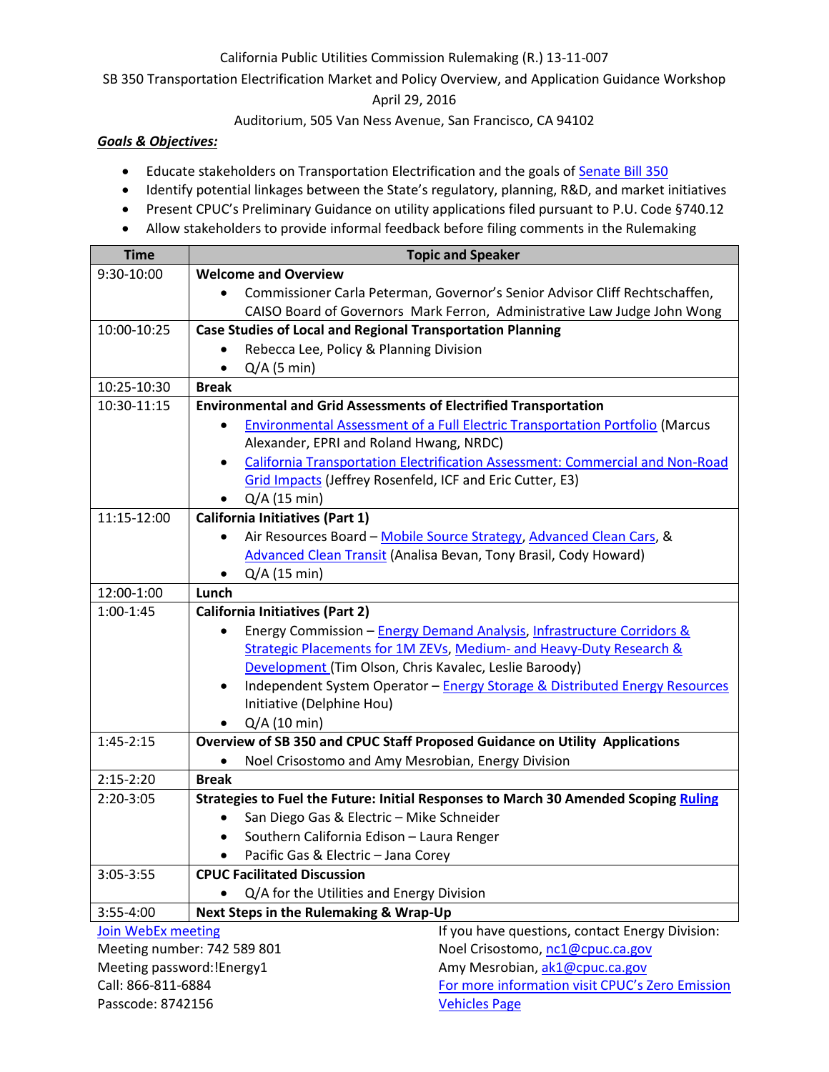California Public Utilities Commission Rulemaking (R.) 13-11-007

SB 350 Transportation Electrification Market and Policy Overview, and Application Guidance Workshop

April 29, 2016

Auditorium, 505 Van Ness Avenue, San Francisco, CA 94102

***Goals & Objectives:***

- Educate stakeholders on Transportation Electrification and the goals of Senate Bill 350
- Identify potential linkages between the State's regulatory, planning, R&D, and market initiatives
- Present CPUC's Preliminary Guidance on utility applications filed pursuant to P.U. Code §740.12
- Allow stakeholders to provide informal feedback before filing comments in the Rulemaking

| Time | Topic and Speaker |
|---|---|
| 9:30-10:00 | **Welcome and Overview**<br>• Commissioner Carla Peterman, Governor's Senior Advisor Cliff Rechtschaffen, CAISO Board of Governors Mark Ferron, Administrative Law Judge John Wong |
| 10:00-10:25 | **Case Studies of Local and Regional Transportation Planning**<br>• Rebecca Lee, Policy & Planning Division<br>• Q/A (5 min) |
| 10:25-10:30 | **Break** |
| 10:30-11:15 | **Environmental and Grid Assessments of Electrified Transportation**<br>• Environmental Assessment of a Full Electric Transportation Portfolio (Marcus Alexander, EPRI and Roland Hwang, NRDC)<br>• California Transportation Electrification Assessment: Commercial and Non-Road Grid Impacts (Jeffrey Rosenfeld, ICF and Eric Cutter, E3)<br>• Q/A (15 min) |
| 11:15-12:00 | **California Initiatives (Part 1)**<br>• Air Resources Board – Mobile Source Strategy, Advanced Clean Cars, & Advanced Clean Transit (Analisa Bevan, Tony Brasil, Cody Howard)<br>• Q/A (15 min) |
| 12:00-1:00 | **Lunch** |
| 1:00-1:45 | **California Initiatives (Part 2)**<br>• Energy Commission – Energy Demand Analysis, Infrastructure Corridors & Strategic Placements for 1M ZEVs, Medium- and Heavy-Duty Research & Development (Tim Olson, Chris Kavalec, Leslie Baroody)<br>• Independent System Operator – Energy Storage & Distributed Energy Resources Initiative (Delphine Hou)<br>• Q/A (10 min) |
| 1:45-2:15 | **Overview of SB 350 and CPUC Staff Proposed Guidance on Utility Applications**<br>• Noel Crisostomo and Amy Mesrobian, Energy Division |
| 2:15-2:20 | **Break** |
| 2:20-3:05 | **Strategies to Fuel the Future: Initial Responses to March 30 Amended Scoping Ruling**<br>• San Diego Gas & Electric – Mike Schneider<br>• Southern California Edison – Laura Renger<br>• Pacific Gas & Electric – Jana Corey |
| 3:05-3:55 | **CPUC Facilitated Discussion**<br>• Q/A for the Utilities and Energy Division |
| 3:55-4:00 | **Next Steps in the Rulemaking & Wrap-Up** |

Join WebEx meeting
Meeting number: 742 589 801
Meeting password:!Energy1
Call: 866-811-6884
Passcode: 8742156

If you have questions, contact Energy Division:
Noel Crisostomo, nc1@cpuc.ca.gov
Amy Mesrobian, ak1@cpuc.ca.gov
For more information visit CPUC's Zero Emission Vehicles Page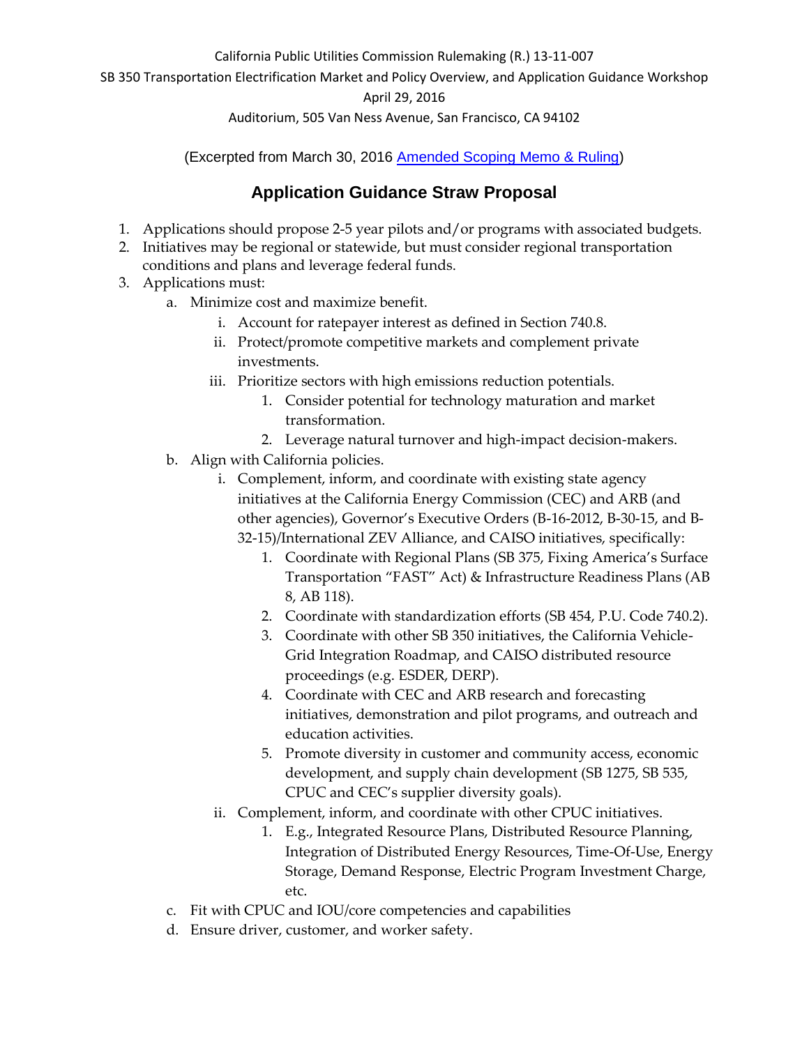California Public Utilities Commission Rulemaking (R.) 13-11-007

SB 350 Transportation Electrification Market and Policy Overview, and Application Guidance Workshop

April 29, 2016

Auditorium, 505 Van Ness Avenue, San Francisco, CA 94102

(Excerpted from March 30, 2016 [Amended Scoping Memo & Ruling])

## Application Guidance Straw Proposal

1. Applications should propose 2-5 year pilots and/or programs with associated budgets.
2. Initiatives may be regional or statewide, but must consider regional transportation conditions and plans and leverage federal funds.
3. Applications must:
   a. Minimize cost and maximize benefit.
      i. Account for ratepayer interest as defined in Section 740.8.
      ii. Protect/promote competitive markets and complement private investments.
      iii. Prioritize sectors with high emissions reduction potentials.
         1. Consider potential for technology maturation and market transformation.
         2. Leverage natural turnover and high-impact decision-makers.
   b. Align with California policies.
      i. Complement, inform, and coordinate with existing state agency initiatives at the California Energy Commission (CEC) and ARB (and other agencies), Governor's Executive Orders (B-16-2012, B-30-15, and B-32-15)/International ZEV Alliance, and CAISO initiatives, specifically:
         1. Coordinate with Regional Plans (SB 375, Fixing America's Surface Transportation "FAST" Act) & Infrastructure Readiness Plans (AB 8, AB 118).
         2. Coordinate with standardization efforts (SB 454, P.U. Code 740.2).
         3. Coordinate with other SB 350 initiatives, the California Vehicle-Grid Integration Roadmap, and CAISO distributed resource proceedings (e.g. ESDER, DERP).
         4. Coordinate with CEC and ARB research and forecasting initiatives, demonstration and pilot programs, and outreach and education activities.
         5. Promote diversity in customer and community access, economic development, and supply chain development (SB 1275, SB 535, CPUC and CEC's supplier diversity goals).
      ii. Complement, inform, and coordinate with other CPUC initiatives.
         1. E.g., Integrated Resource Plans, Distributed Resource Planning, Integration of Distributed Energy Resources, Time-Of-Use, Energy Storage, Demand Response, Electric Program Investment Charge, etc.
   c. Fit with CPUC and IOU/core competencies and capabilities
   d. Ensure driver, customer, and worker safety.